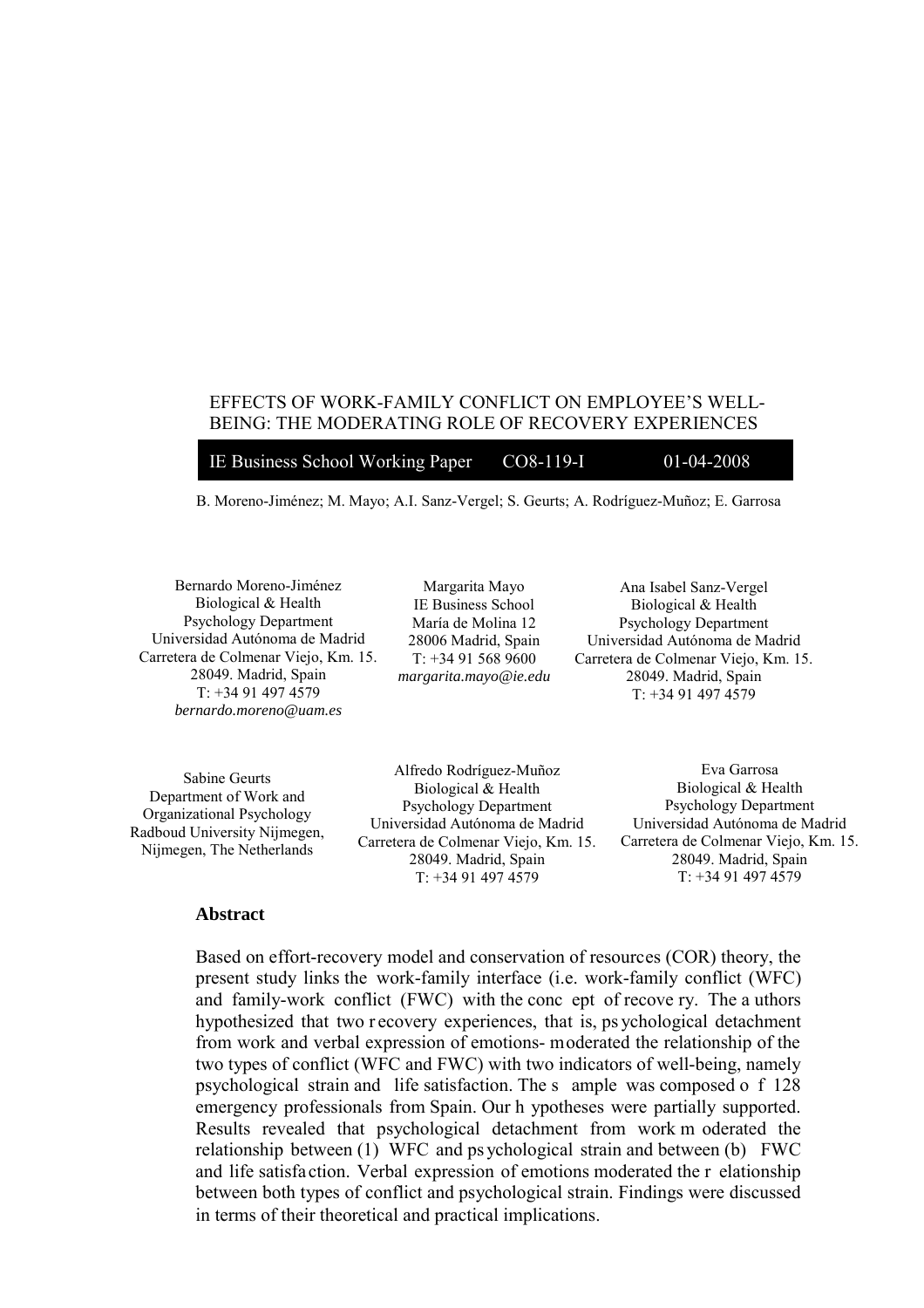# EFFECTS OF WORK-FAMILY CONFLICT ON EMPLOYEE'S WELL-BEING: THE MODERATING ROLE OF RECOVERY EXPERIENCES

IE Business School Working Paper CO8-119-I 01-04-2008

B. Moreno-Jiménez; M. Mayo; A.I. Sanz-Vergel; S. Geurts; A. Rodríguez-Muñoz; E. Garrosa

Bernardo Moreno-Jiménez
Biological & Health Psychology Department
Universidad Autónoma de Madrid
Carretera de Colmenar Viejo, Km. 15.
28049. Madrid, Spain
T: +34 91 497 4579
*bernardo.moreno@uam.es*

Margarita Mayo
IE Business School
María de Molina 12
28006 Madrid, Spain
T: +34 91 568 9600
*margarita.mayo@ie.edu*

Ana Isabel Sanz-Vergel
Biological & Health Psychology Department
Universidad Autónoma de Madrid
Carretera de Colmenar Viejo, Km. 15.
28049. Madrid, Spain
T: +34 91 497 4579

Sabine Geurts
Department of Work and Organizational Psychology
Radboud University Nijmegen,
Nijmegen, The Netherlands

Alfredo Rodríguez-Muñoz
Biological & Health Psychology Department
Universidad Autónoma de Madrid
Carretera de Colmenar Viejo, Km. 15.
28049. Madrid, Spain
T: +34 91 497 4579

Eva Garrosa
Biological & Health Psychology Department
Universidad Autónoma de Madrid
Carretera de Colmenar Viejo, Km. 15.
28049. Madrid, Spain
T: +34 91 497 4579

## Abstract

Based on effort-recovery model and conservation of resources (COR) theory, the present study links the work-family interface (i.e. work-family conflict (WFC) and family-work conflict (FWC) with the concept of recovery. The authors hypothesized that two recovery experiences, that is, psychological detachment from work and verbal expression of emotions- moderated the relationship of the two types of conflict (WFC and FWC) with two indicators of well-being, namely psychological strain and life satisfaction. The sample was composed of 128 emergency professionals from Spain. Our hypotheses were partially supported. Results revealed that psychological detachment from work moderated the relationship between (1) WFC and psychological strain and between (b) FWC and life satisfaction. Verbal expression of emotions moderated the relationship between both types of conflict and psychological strain. Findings were discussed in terms of their theoretical and practical implications.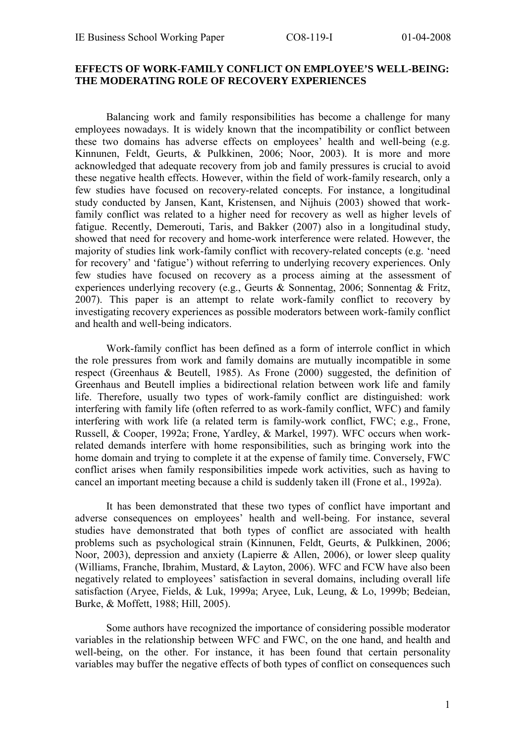## EFFECTS OF WORK-FAMILY CONFLICT ON EMPLOYEE'S WELL-BEING: THE MODERATING ROLE OF RECOVERY EXPERIENCES

Balancing work and family responsibilities has become a challenge for many employees nowadays. It is widely known that the incompatibility or conflict between these two domains has adverse effects on employees' health and well-being (e.g. Kinnunen, Feldt, Geurts, & Pulkkinen, 2006; Noor, 2003). It is more and more acknowledged that adequate recovery from job and family pressures is crucial to avoid these negative health effects. However, within the field of work-family research, only a few studies have focused on recovery-related concepts. For instance, a longitudinal study conducted by Jansen, Kant, Kristensen, and Nijhuis (2003) showed that work-family conflict was related to a higher need for recovery as well as higher levels of fatigue. Recently, Demerouti, Taris, and Bakker (2007) also in a longitudinal study, showed that need for recovery and home-work interference were related. However, the majority of studies link work-family conflict with recovery-related concepts (e.g. 'need for recovery' and 'fatigue') without referring to underlying recovery experiences. Only few studies have focused on recovery as a process aiming at the assessment of experiences underlying recovery (e.g., Geurts & Sonnentag, 2006; Sonnentag & Fritz, 2007). This paper is an attempt to relate work-family conflict to recovery by investigating recovery experiences as possible moderators between work-family conflict and health and well-being indicators.

Work-family conflict has been defined as a form of interrole conflict in which the role pressures from work and family domains are mutually incompatible in some respect (Greenhaus & Beutell, 1985). As Frone (2000) suggested, the definition of Greenhaus and Beutell implies a bidirectional relation between work life and family life. Therefore, usually two types of work-family conflict are distinguished: work interfering with family life (often referred to as work-family conflict, WFC) and family interfering with work life (a related term is family-work conflict, FWC; e.g., Frone, Russell, & Cooper, 1992a; Frone, Yardley, & Markel, 1997). WFC occurs when work-related demands interfere with home responsibilities, such as bringing work into the home domain and trying to complete it at the expense of family time. Conversely, FWC conflict arises when family responsibilities impede work activities, such as having to cancel an important meeting because a child is suddenly taken ill (Frone et al., 1992a).

It has been demonstrated that these two types of conflict have important and adverse consequences on employees' health and well-being. For instance, several studies have demonstrated that both types of conflict are associated with health problems such as psychological strain (Kinnunen, Feldt, Geurts, & Pulkkinen, 2006; Noor, 2003), depression and anxiety (Lapierre & Allen, 2006), or lower sleep quality (Williams, Franche, Ibrahim, Mustard, & Layton, 2006). WFC and FCW have also been negatively related to employees' satisfaction in several domains, including overall life satisfaction (Aryee, Fields, & Luk, 1999a; Aryee, Luk, Leung, & Lo, 1999b; Bedeian, Burke, & Moffett, 1988; Hill, 2005).

Some authors have recognized the importance of considering possible moderator variables in the relationship between WFC and FWC, on the one hand, and health and well-being, on the other. For instance, it has been found that certain personality variables may buffer the negative effects of both types of conflict on consequences such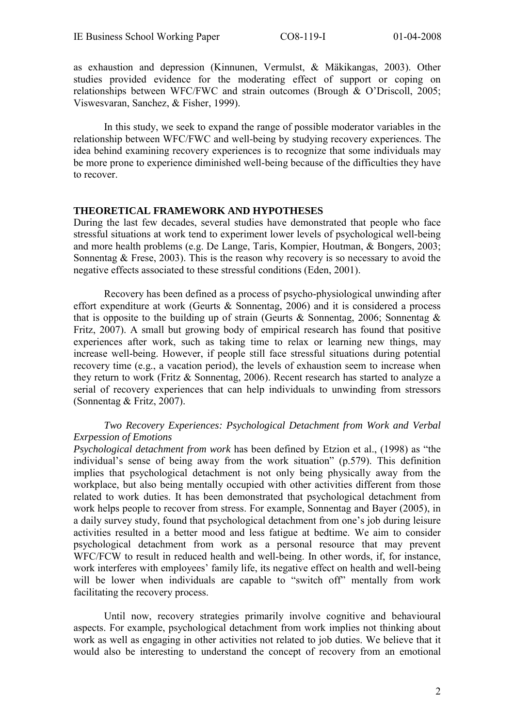as exhaustion and depression (Kinnunen, Vermulst, & Mäkikangas, 2003). Other studies provided evidence for the moderating effect of support or coping on relationships between WFC/FWC and strain outcomes (Brough & O'Driscoll, 2005; Viswesvaran, Sanchez, & Fisher, 1999).

In this study, we seek to expand the range of possible moderator variables in the relationship between WFC/FWC and well-being by studying recovery experiences. The idea behind examining recovery experiences is to recognize that some individuals may be more prone to experience diminished well-being because of the difficulties they have to recover.

## THEORETICAL FRAMEWORK AND HYPOTHESES

During the last few decades, several studies have demonstrated that people who face stressful situations at work tend to experiment lower levels of psychological well-being and more health problems (e.g. De Lange, Taris, Kompier, Houtman, & Bongers, 2003; Sonnentag & Frese, 2003). This is the reason why recovery is so necessary to avoid the negative effects associated to these stressful conditions (Eden, 2001).

Recovery has been defined as a process of psycho-physiological unwinding after effort expenditure at work (Geurts & Sonnentag, 2006) and it is considered a process that is opposite to the building up of strain (Geurts & Sonnentag, 2006; Sonnentag & Fritz, 2007). A small but growing body of empirical research has found that positive experiences after work, such as taking time to relax or learning new things, may increase well-being. However, if people still face stressful situations during potential recovery time (e.g., a vacation period), the levels of exhaustion seem to increase when they return to work (Fritz & Sonnentag, 2006). Recent research has started to analyze a serial of recovery experiences that can help individuals to unwinding from stressors (Sonnentag & Fritz, 2007).

### *Two Recovery Experiences: Psychological Detachment from Work and Verbal Exrpession of Emotions*

*Psychological detachment from work* has been defined by Etzion et al., (1998) as "the individual's sense of being away from the work situation" (p.579). This definition implies that psychological detachment is not only being physically away from the workplace, but also being mentally occupied with other activities different from those related to work duties. It has been demonstrated that psychological detachment from work helps people to recover from stress. For example, Sonnentag and Bayer (2005), in a daily survey study, found that psychological detachment from one's job during leisure activities resulted in a better mood and less fatigue at bedtime. We aim to consider psychological detachment from work as a personal resource that may prevent WFC/FCW to result in reduced health and well-being. In other words, if, for instance, work interferes with employees' family life, its negative effect on health and well-being will be lower when individuals are capable to "switch off" mentally from work facilitating the recovery process.

Until now, recovery strategies primarily involve cognitive and behavioural aspects. For example, psychological detachment from work implies not thinking about work as well as engaging in other activities not related to job duties. We believe that it would also be interesting to understand the concept of recovery from an emotional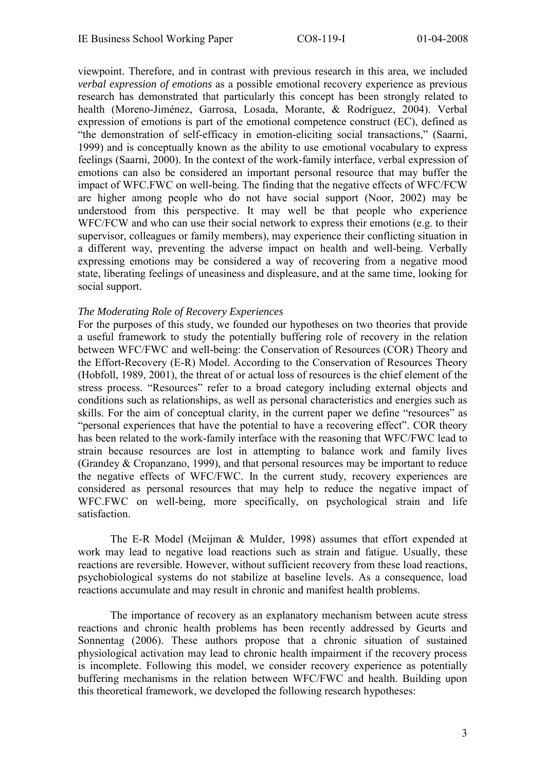viewpoint. Therefore, and in contrast with previous research in this area, we included *verbal expression of emotions* as a possible emotional recovery experience as previous research has demonstrated that particularly this concept has been strongly related to health (Moreno-Jiménez, Garrosa, Losada, Morante, & Rodríguez, 2004). Verbal expression of emotions is part of the emotional competence construct (EC), defined as "the demonstration of self-efficacy in emotion-eliciting social transactions," (Saarni, 1999) and is conceptually known as the ability to use emotional vocabulary to express feelings (Saarni, 2000). In the context of the work-family interface, verbal expression of emotions can also be considered an important personal resource that may buffer the impact of WFC.FWC on well-being. The finding that the negative effects of WFC/FCW are higher among people who do not have social support (Noor, 2002) may be understood from this perspective. It may well be that people who experience WFC/FCW and who can use their social network to express their emotions (e.g. to their supervisor, colleagues or family members), may experience their conflicting situation in a different way, preventing the adverse impact on health and well-being. Verbally expressing emotions may be considered a way of recovering from a negative mood state, liberating feelings of uneasiness and displeasure, and at the same time, looking for social support.

*The Moderating Role of Recovery Experiences*

For the purposes of this study, we founded our hypotheses on two theories that provide a useful framework to study the potentially buffering role of recovery in the relation between WFC/FWC and well-being: the Conservation of Resources (COR) Theory and the Effort-Recovery (E-R) Model. According to the Conservation of Resources Theory (Hobfoll, 1989, 2001), the threat of or actual loss of resources is the chief element of the stress process. "Resources" refer to a broad category including external objects and conditions such as relationships, as well as personal characteristics and energies such as skills. For the aim of conceptual clarity, in the current paper we define "resources" as "personal experiences that have the potential to have a recovering effect". COR theory has been related to the work-family interface with the reasoning that WFC/FWC lead to strain because resources are lost in attempting to balance work and family lives (Grandey & Cropanzano, 1999), and that personal resources may be important to reduce the negative effects of WFC/FWC. In the current study, recovery experiences are considered as personal resources that may help to reduce the negative impact of WFC.FWC on well-being, more specifically, on psychological strain and life satisfaction.

The E-R Model (Meijman & Mulder, 1998) assumes that effort expended at work may lead to negative load reactions such as strain and fatigue. Usually, these reactions are reversible. However, without sufficient recovery from these load reactions, psychobiological systems do not stabilize at baseline levels. As a consequence, load reactions accumulate and may result in chronic and manifest health problems.

The importance of recovery as an explanatory mechanism between acute stress reactions and chronic health problems has been recently addressed by Geurts and Sonnentag (2006). These authors propose that a chronic situation of sustained physiological activation may lead to chronic health impairment if the recovery process is incomplete. Following this model, we consider recovery experience as potentially buffering mechanisms in the relation between WFC/FWC and health. Building upon this theoretical framework, we developed the following research hypotheses: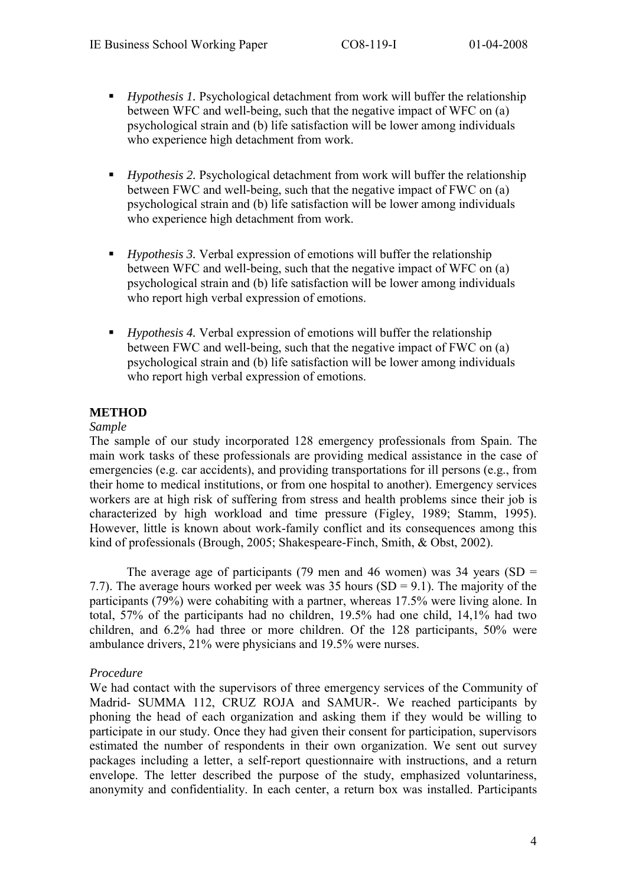- *Hypothesis 1.* Psychological detachment from work will buffer the relationship between WFC and well-being, such that the negative impact of WFC on (a) psychological strain and (b) life satisfaction will be lower among individuals who experience high detachment from work.

- *Hypothesis 2.* Psychological detachment from work will buffer the relationship between FWC and well-being, such that the negative impact of FWC on (a) psychological strain and (b) life satisfaction will be lower among individuals who experience high detachment from work.

- *Hypothesis 3.* Verbal expression of emotions will buffer the relationship between WFC and well-being, such that the negative impact of WFC on (a) psychological strain and (b) life satisfaction will be lower among individuals who report high verbal expression of emotions.

- *Hypothesis 4.* Verbal expression of emotions will buffer the relationship between FWC and well-being, such that the negative impact of FWC on (a) psychological strain and (b) life satisfaction will be lower among individuals who report high verbal expression of emotions.

## METHOD

*Sample*

The sample of our study incorporated 128 emergency professionals from Spain. The main work tasks of these professionals are providing medical assistance in the case of emergencies (e.g. car accidents), and providing transportations for ill persons (e.g., from their home to medical institutions, or from one hospital to another). Emergency services workers are at high risk of suffering from stress and health problems since their job is characterized by high workload and time pressure (Figley, 1989; Stamm, 1995). However, little is known about work-family conflict and its consequences among this kind of professionals (Brough, 2005; Shakespeare-Finch, Smith, & Obst, 2002).

The average age of participants (79 men and 46 women) was 34 years (SD = 7.7). The average hours worked per week was 35 hours (SD = 9.1). The majority of the participants (79%) were cohabiting with a partner, whereas 17.5% were living alone. In total, 57% of the participants had no children, 19.5% had one child, 14,1% had two children, and 6.2% had three or more children. Of the 128 participants, 50% were ambulance drivers, 21% were physicians and 19.5% were nurses.

*Procedure*

We had contact with the supervisors of three emergency services of the Community of Madrid- SUMMA 112, CRUZ ROJA and SAMUR-. We reached participants by phoning the head of each organization and asking them if they would be willing to participate in our study. Once they had given their consent for participation, supervisors estimated the number of respondents in their own organization. We sent out survey packages including a letter, a self-report questionnaire with instructions, and a return envelope. The letter described the purpose of the study, emphasized voluntariness, anonymity and confidentiality. In each center, a return box was installed. Participants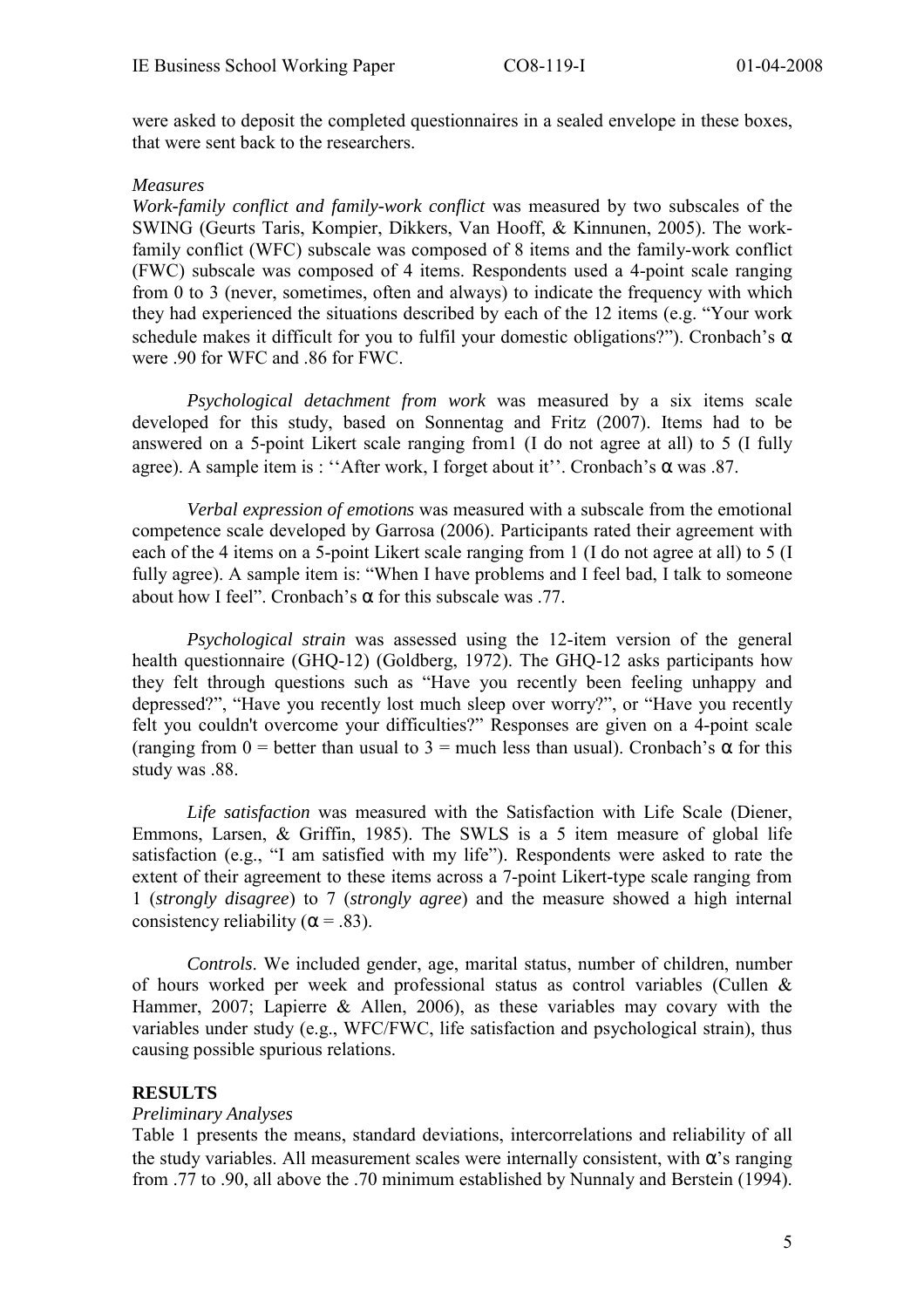were asked to deposit the completed questionnaires in a sealed envelope in these boxes, that were sent back to the researchers.

*Measures*

*Work-family conflict and family-work conflict* was measured by two subscales of the SWING (Geurts Taris, Kompier, Dikkers, Van Hooff, & Kinnunen, 2005). The work-family conflict (WFC) subscale was composed of 8 items and the family-work conflict (FWC) subscale was composed of 4 items. Respondents used a 4-point scale ranging from 0 to 3 (never, sometimes, often and always) to indicate the frequency with which they had experienced the situations described by each of the 12 items (e.g. "Your work schedule makes it difficult for you to fulfil your domestic obligations?"). Cronbach's α were .90 for WFC and .86 for FWC.

*Psychological detachment from work* was measured by a six items scale developed for this study, based on Sonnentag and Fritz (2007). Items had to be answered on a 5-point Likert scale ranging from1 (I do not agree at all) to 5 (I fully agree). A sample item is : ''After work, I forget about it''. Cronbach's α was .87.

*Verbal expression of emotions* was measured with a subscale from the emotional competence scale developed by Garrosa (2006). Participants rated their agreement with each of the 4 items on a 5-point Likert scale ranging from 1 (I do not agree at all) to 5 (I fully agree). A sample item is: "When I have problems and I feel bad, I talk to someone about how I feel". Cronbach's α for this subscale was .77.

*Psychological strain* was assessed using the 12-item version of the general health questionnaire (GHQ-12) (Goldberg, 1972). The GHQ-12 asks participants how they felt through questions such as "Have you recently been feeling unhappy and depressed?", "Have you recently lost much sleep over worry?", or "Have you recently felt you couldn't overcome your difficulties?" Responses are given on a 4-point scale (ranging from 0 = better than usual to 3 = much less than usual). Cronbach's α for this study was .88.

*Life satisfaction* was measured with the Satisfaction with Life Scale (Diener, Emmons, Larsen, & Griffin, 1985). The SWLS is a 5 item measure of global life satisfaction (e.g., "I am satisfied with my life"). Respondents were asked to rate the extent of their agreement to these items across a 7-point Likert-type scale ranging from 1 (*strongly disagree*) to 7 (*strongly agree*) and the measure showed a high internal consistency reliability (α = .83).

*Controls*. We included gender, age, marital status, number of children, number of hours worked per week and professional status as control variables (Cullen & Hammer, 2007; Lapierre & Allen, 2006), as these variables may covary with the variables under study (e.g., WFC/FWC, life satisfaction and psychological strain), thus causing possible spurious relations.

## RESULTS

*Preliminary Analyses*

Table 1 presents the means, standard deviations, intercorrelations and reliability of all the study variables. All measurement scales were internally consistent, with α's ranging from .77 to .90, all above the .70 minimum established by Nunnaly and Berstein (1994).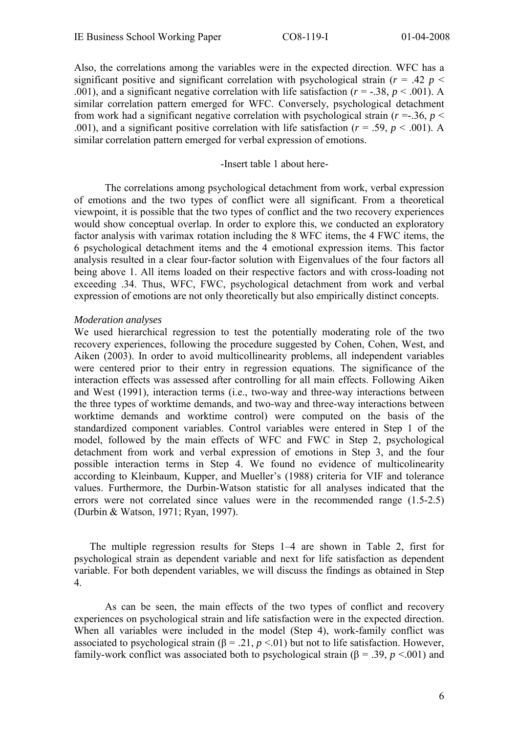Also, the correlations among the variables were in the expected direction. WFC has a significant positive and significant correlation with psychological strain ($r$ = .42 $p$ < .001), and a significant negative correlation with life satisfaction ($r$ = -.38, $p$ < .001). A similar correlation pattern emerged for WFC. Conversely, psychological detachment from work had a significant negative correlation with psychological strain ($r$ =-.36, $p$ < .001), and a significant positive correlation with life satisfaction ($r$ = .59, $p$ < .001). A similar correlation pattern emerged for verbal expression of emotions.

-Insert table 1 about here-

The correlations among psychological detachment from work, verbal expression of emotions and the two types of conflict were all significant. From a theoretical viewpoint, it is possible that the two types of conflict and the two recovery experiences would show conceptual overlap. In order to explore this, we conducted an exploratory factor analysis with varimax rotation including the 8 WFC items, the 4 FWC items, the 6 psychological detachment items and the 4 emotional expression items. This factor analysis resulted in a clear four-factor solution with Eigenvalues of the four factors all being above 1. All items loaded on their respective factors and with cross-loading not exceeding .34. Thus, WFC, FWC, psychological detachment from work and verbal expression of emotions are not only theoretically but also empirically distinct concepts.

*Moderation analyses*

We used hierarchical regression to test the potentially moderating role of the two recovery experiences, following the procedure suggested by Cohen, Cohen, West, and Aiken (2003). In order to avoid multicollinearity problems, all independent variables were centered prior to their entry in regression equations. The significance of the interaction effects was assessed after controlling for all main effects. Following Aiken and West (1991), interaction terms (i.e., two-way and three-way interactions between the three types of worktime demands, and two-way and three-way interactions between worktime demands and worktime control) were computed on the basis of the standardized component variables. Control variables were entered in Step 1 of the model, followed by the main effects of WFC and FWC in Step 2, psychological detachment from work and verbal expression of emotions in Step 3, and the four possible interaction terms in Step 4. We found no evidence of multicolinearity according to Kleinbaum, Kupper, and Mueller's (1988) criteria for VIF and tolerance values. Furthermore, the Durbin-Watson statistic for all analyses indicated that the errors were not correlated since values were in the recommended range (1.5-2.5) (Durbin & Watson, 1971; Ryan, 1997).

The multiple regression results for Steps 1–4 are shown in Table 2, first for psychological strain as dependent variable and next for life satisfaction as dependent variable. For both dependent variables, we will discuss the findings as obtained in Step 4.

As can be seen, the main effects of the two types of conflict and recovery experiences on psychological strain and life satisfaction were in the expected direction. When all variables were included in the model (Step 4), work-family conflict was associated to psychological strain ($\beta$ = .21, $p$ <.01) but not to life satisfaction. However, family-work conflict was associated both to psychological strain ($\beta$ = .39, $p$ <.001) and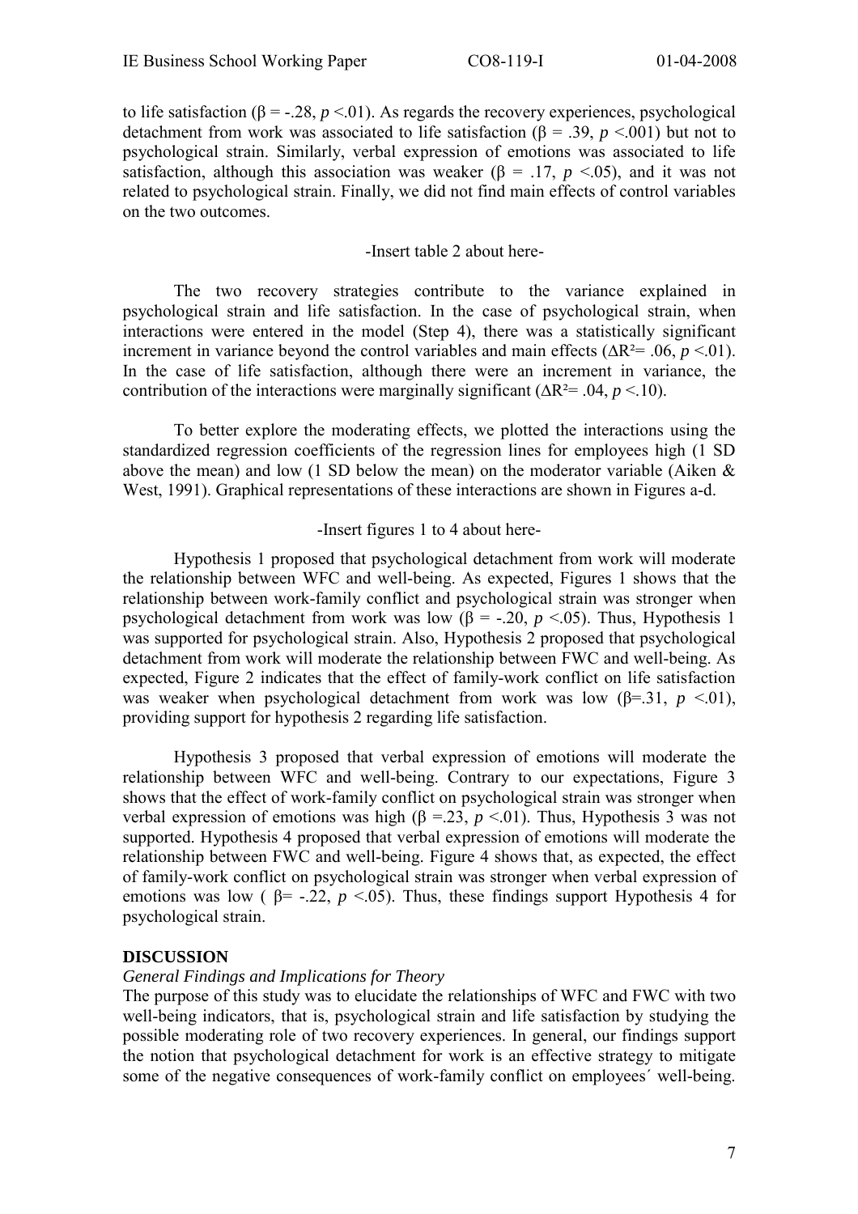to life satisfaction ($\beta$ = -.28, $p$ <.01). As regards the recovery experiences, psychological detachment from work was associated to life satisfaction ($\beta$ = .39, $p$ <.001) but not to psychological strain. Similarly, verbal expression of emotions was associated to life satisfaction, although this association was weaker ($\beta$ = .17, $p$ <.05), and it was not related to psychological strain. Finally, we did not find main effects of control variables on the two outcomes.

-Insert table 2 about here-

The two recovery strategies contribute to the variance explained in psychological strain and life satisfaction. In the case of psychological strain, when interactions were entered in the model (Step 4), there was a statistically significant increment in variance beyond the control variables and main effects ($\Delta R^2$= .06, $p$ <.01). In the case of life satisfaction, although there were an increment in variance, the contribution of the interactions were marginally significant ($\Delta R^2$= .04, $p$ <.10).

To better explore the moderating effects, we plotted the interactions using the standardized regression coefficients of the regression lines for employees high (1 SD above the mean) and low (1 SD below the mean) on the moderator variable (Aiken & West, 1991). Graphical representations of these interactions are shown in Figures a-d.

-Insert figures 1 to 4 about here-

Hypothesis 1 proposed that psychological detachment from work will moderate the relationship between WFC and well-being. As expected, Figures 1 shows that the relationship between work-family conflict and psychological strain was stronger when psychological detachment from work was low ($\beta$ = -.20, $p$ <.05). Thus, Hypothesis 1 was supported for psychological strain. Also, Hypothesis 2 proposed that psychological detachment from work will moderate the relationship between FWC and well-being. As expected, Figure 2 indicates that the effect of family-work conflict on life satisfaction was weaker when psychological detachment from work was low ($\beta$=.31, $p$ <.01), providing support for hypothesis 2 regarding life satisfaction.

Hypothesis 3 proposed that verbal expression of emotions will moderate the relationship between WFC and well-being. Contrary to our expectations, Figure 3 shows that the effect of work-family conflict on psychological strain was stronger when verbal expression of emotions was high ($\beta$ =.23, $p$ <.01). Thus, Hypothesis 3 was not supported. Hypothesis 4 proposed that verbal expression of emotions will moderate the relationship between FWC and well-being. Figure 4 shows that, as expected, the effect of family-work conflict on psychological strain was stronger when verbal expression of emotions was low ( $\beta$= -.22, $p$ <.05). Thus, these findings support Hypothesis 4 for psychological strain.

## DISCUSSION

### *General Findings and Implications for Theory*

The purpose of this study was to elucidate the relationships of WFC and FWC with two well-being indicators, that is, psychological strain and life satisfaction by studying the possible moderating role of two recovery experiences. In general, our findings support the notion that psychological detachment for work is an effective strategy to mitigate some of the negative consequences of work-family conflict on employees´ well-being.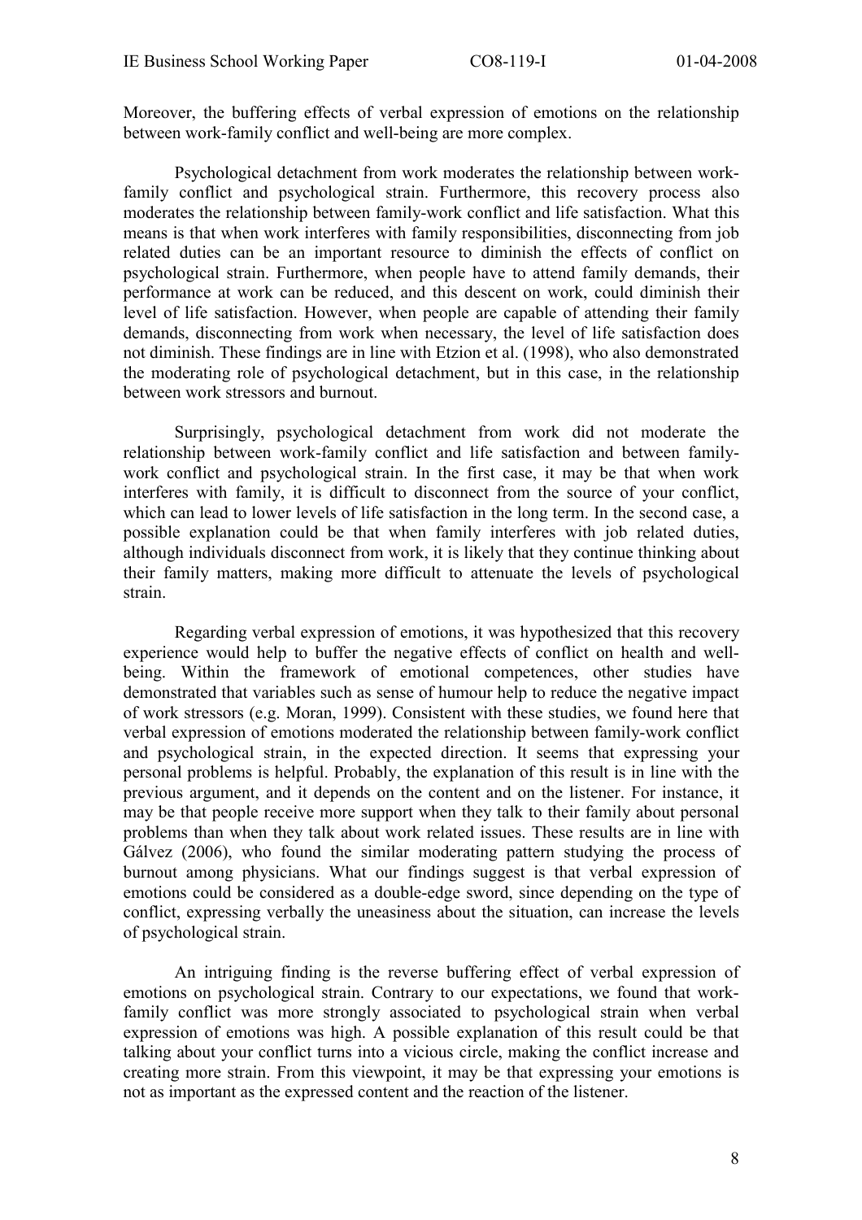Moreover, the buffering effects of verbal expression of emotions on the relationship between work-family conflict and well-being are more complex.

Psychological detachment from work moderates the relationship between work-family conflict and psychological strain. Furthermore, this recovery process also moderates the relationship between family-work conflict and life satisfaction. What this means is that when work interferes with family responsibilities, disconnecting from job related duties can be an important resource to diminish the effects of conflict on psychological strain. Furthermore, when people have to attend family demands, their performance at work can be reduced, and this descent on work, could diminish their level of life satisfaction. However, when people are capable of attending their family demands, disconnecting from work when necessary, the level of life satisfaction does not diminish. These findings are in line with Etzion et al. (1998), who also demonstrated the moderating role of psychological detachment, but in this case, in the relationship between work stressors and burnout.

Surprisingly, psychological detachment from work did not moderate the relationship between work-family conflict and life satisfaction and between family-work conflict and psychological strain. In the first case, it may be that when work interferes with family, it is difficult to disconnect from the source of your conflict, which can lead to lower levels of life satisfaction in the long term. In the second case, a possible explanation could be that when family interferes with job related duties, although individuals disconnect from work, it is likely that they continue thinking about their family matters, making more difficult to attenuate the levels of psychological strain.

Regarding verbal expression of emotions, it was hypothesized that this recovery experience would help to buffer the negative effects of conflict on health and well-being. Within the framework of emotional competences, other studies have demonstrated that variables such as sense of humour help to reduce the negative impact of work stressors (e.g. Moran, 1999). Consistent with these studies, we found here that verbal expression of emotions moderated the relationship between family-work conflict and psychological strain, in the expected direction. It seems that expressing your personal problems is helpful. Probably, the explanation of this result is in line with the previous argument, and it depends on the content and on the listener. For instance, it may be that people receive more support when they talk to their family about personal problems than when they talk about work related issues. These results are in line with Gálvez (2006), who found the similar moderating pattern studying the process of burnout among physicians. What our findings suggest is that verbal expression of emotions could be considered as a double-edge sword, since depending on the type of conflict, expressing verbally the uneasiness about the situation, can increase the levels of psychological strain.

An intriguing finding is the reverse buffering effect of verbal expression of emotions on psychological strain. Contrary to our expectations, we found that work-family conflict was more strongly associated to psychological strain when verbal expression of emotions was high. A possible explanation of this result could be that talking about your conflict turns into a vicious circle, making the conflict increase and creating more strain. From this viewpoint, it may be that expressing your emotions is not as important as the expressed content and the reaction of the listener.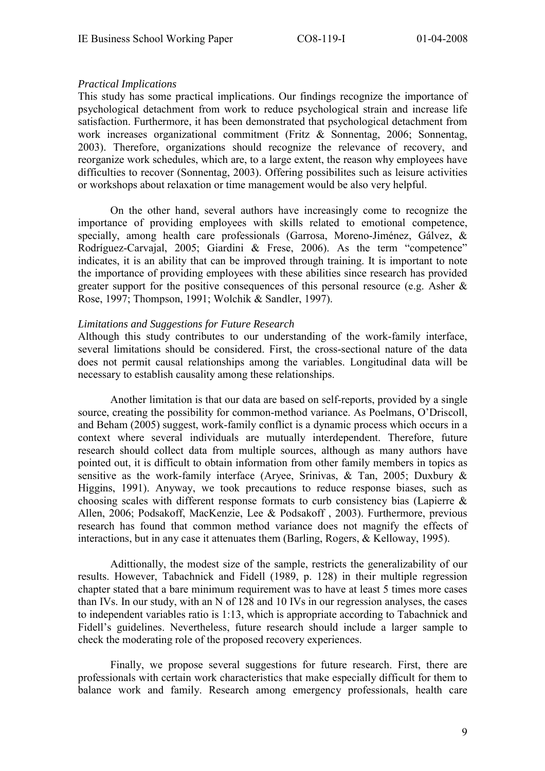*Practical Implications*

This study has some practical implications. Our findings recognize the importance of psychological detachment from work to reduce psychological strain and increase life satisfaction. Furthermore, it has been demonstrated that psychological detachment from work increases organizational commitment (Fritz & Sonnentag, 2006; Sonnentag, 2003). Therefore, organizations should recognize the relevance of recovery, and reorganize work schedules, which are, to a large extent, the reason why employees have difficulties to recover (Sonnentag, 2003). Offering possibilites such as leisure activities or workshops about relaxation or time management would be also very helpful.

On the other hand, several authors have increasingly come to recognize the importance of providing employees with skills related to emotional competence, specially, among health care professionals (Garrosa, Moreno-Jiménez, Gálvez, & Rodríguez-Carvajal, 2005; Giardini & Frese, 2006). As the term "competence" indicates, it is an ability that can be improved through training. It is important to note the importance of providing employees with these abilities since research has provided greater support for the positive consequences of this personal resource (e.g. Asher & Rose, 1997; Thompson, 1991; Wolchik & Sandler, 1997).

*Limitations and Suggestions for Future Research*

Although this study contributes to our understanding of the work-family interface, several limitations should be considered. First, the cross-sectional nature of the data does not permit causal relationships among the variables. Longitudinal data will be necessary to establish causality among these relationships.

Another limitation is that our data are based on self-reports, provided by a single source, creating the possibility for common-method variance. As Poelmans, O'Driscoll, and Beham (2005) suggest, work-family conflict is a dynamic process which occurs in a context where several individuals are mutually interdependent. Therefore, future research should collect data from multiple sources, although as many authors have pointed out, it is difficult to obtain information from other family members in topics as sensitive as the work-family interface (Aryee, Srinivas, & Tan, 2005; Duxbury & Higgins, 1991). Anyway, we took precautions to reduce response biases, such as choosing scales with different response formats to curb consistency bias (Lapierre & Allen, 2006; Podsakoff, MacKenzie, Lee & Podsakoff , 2003). Furthermore, previous research has found that common method variance does not magnify the effects of interactions, but in any case it attenuates them (Barling, Rogers, & Kelloway, 1995).

Adittionally, the modest size of the sample, restricts the generalizability of our results. However, Tabachnick and Fidell (1989, p. 128) in their multiple regression chapter stated that a bare minimum requirement was to have at least 5 times more cases than IVs. In our study, with an N of 128 and 10 IVs in our regression analyses, the cases to independent variables ratio is 1:13, which is appropriate according to Tabachnick and Fidell's guidelines. Nevertheless, future research should include a larger sample to check the moderating role of the proposed recovery experiences.

Finally, we propose several suggestions for future research. First, there are professionals with certain work characteristics that make especially difficult for them to balance work and family. Research among emergency professionals, health care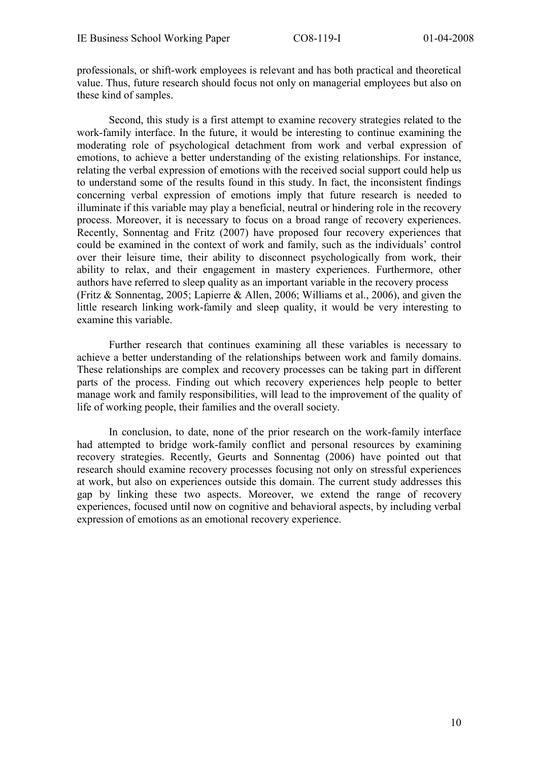professionals, or shift-work employees is relevant and has both practical and theoretical value. Thus, future research should focus not only on managerial employees but also on these kind of samples.

Second, this study is a first attempt to examine recovery strategies related to the work-family interface. In the future, it would be interesting to continue examining the moderating role of psychological detachment from work and verbal expression of emotions, to achieve a better understanding of the existing relationships. For instance, relating the verbal expression of emotions with the received social support could help us to understand some of the results found in this study. In fact, the inconsistent findings concerning verbal expression of emotions imply that future research is needed to illuminate if this variable may play a beneficial, neutral or hindering role in the recovery process. Moreover, it is necessary to focus on a broad range of recovery experiences. Recently, Sonnentag and Fritz (2007) have proposed four recovery experiences that could be examined in the context of work and family, such as the individuals' control over their leisure time, their ability to disconnect psychologically from work, their ability to relax, and their engagement in mastery experiences. Furthermore, other authors have referred to sleep quality as an important variable in the recovery process (Fritz & Sonnentag, 2005; Lapierre & Allen, 2006; Williams et al., 2006), and given the little research linking work-family and sleep quality, it would be very interesting to examine this variable.

Further research that continues examining all these variables is necessary to achieve a better understanding of the relationships between work and family domains. These relationships are complex and recovery processes can be taking part in different parts of the process. Finding out which recovery experiences help people to better manage work and family responsibilities, will lead to the improvement of the quality of life of working people, their families and the overall society.

In conclusion, to date, none of the prior research on the work-family interface had attempted to bridge work-family conflict and personal resources by examining recovery strategies. Recently, Geurts and Sonnentag (2006) have pointed out that research should examine recovery processes focusing not only on stressful experiences at work, but also on experiences outside this domain. The current study addresses this gap by linking these two aspects. Moreover, we extend the range of recovery experiences, focused until now on cognitive and behavioral aspects, by including verbal expression of emotions as an emotional recovery experience.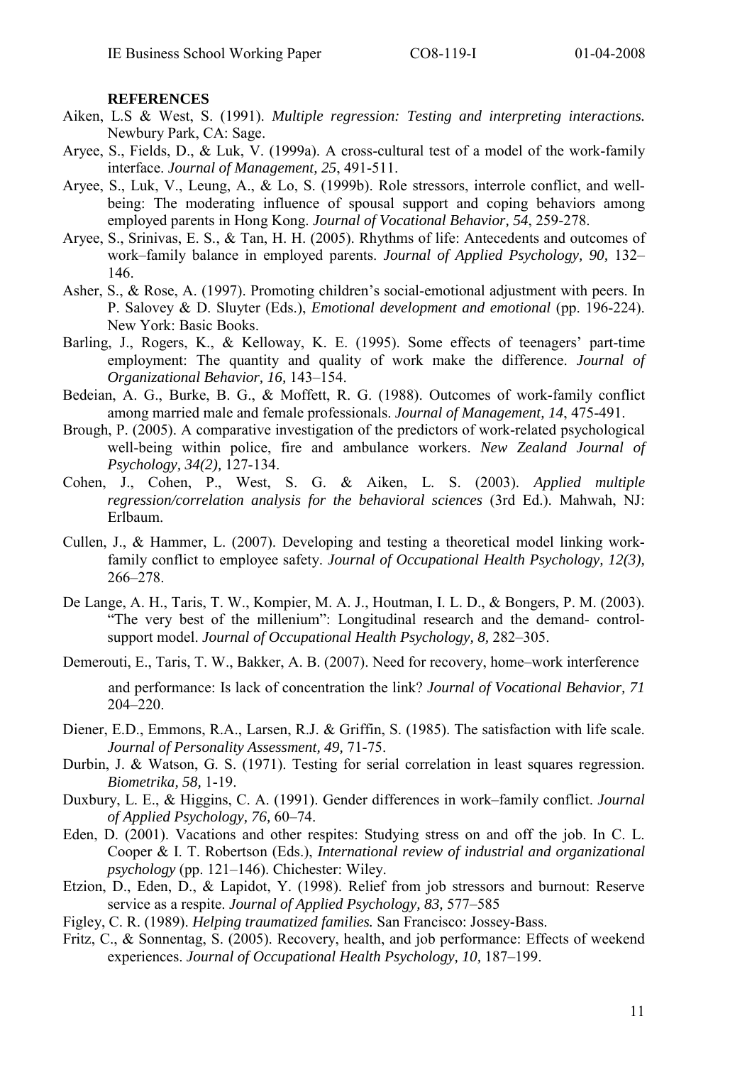**REFERENCES**

Aiken, L.S & West, S. (1991). *Multiple regression: Testing and interpreting interactions.* Newbury Park, CA: Sage.

Aryee, S., Fields, D., & Luk, V. (1999a). A cross-cultural test of a model of the work-family interface. *Journal of Management, 25*, 491-511.

Aryee, S., Luk, V., Leung, A., & Lo, S. (1999b). Role stressors, interrole conflict, and well-being: The moderating influence of spousal support and coping behaviors among employed parents in Hong Kong. *Journal of Vocational Behavior, 54*, 259-278.

Aryee, S., Srinivas, E. S., & Tan, H. H. (2005). Rhythms of life: Antecedents and outcomes of work–family balance in employed parents. *Journal of Applied Psychology, 90,* 132–146.

Asher, S., & Rose, A. (1997). Promoting children's social-emotional adjustment with peers. In P. Salovey & D. Sluyter (Eds.), *Emotional development and emotional* (pp. 196-224). New York: Basic Books.

Barling, J., Rogers, K., & Kelloway, K. E. (1995). Some effects of teenagers' part-time employment: The quantity and quality of work make the difference. *Journal of Organizational Behavior, 16,* 143–154.

Bedeian, A. G., Burke, B. G., & Moffett, R. G. (1988). Outcomes of work-family conflict among married male and female professionals. *Journal of Management, 14*, 475-491.

Brough, P. (2005). A comparative investigation of the predictors of work-related psychological well-being within police, fire and ambulance workers. *New Zealand Journal of Psychology, 34(2),* 127-134.

Cohen, J., Cohen, P., West, S. G. & Aiken, L. S. (2003). *Applied multiple regression/correlation analysis for the behavioral sciences* (3rd Ed.). Mahwah, NJ: Erlbaum.

Cullen, J., & Hammer, L. (2007). Developing and testing a theoretical model linking work-family conflict to employee safety. *Journal of Occupational Health Psychology, 12(3),* 266–278.

De Lange, A. H., Taris, T. W., Kompier, M. A. J., Houtman, I. L. D., & Bongers, P. M. (2003). "The very best of the millenium": Longitudinal research and the demand- control-support model. *Journal of Occupational Health Psychology, 8,* 282–305.

Demerouti, E., Taris, T. W., Bakker, A. B. (2007). Need for recovery, home–work interference and performance: Is lack of concentration the link? *Journal of Vocational Behavior, 71* 204–220.

Diener, E.D., Emmons, R.A., Larsen, R.J. & Griffin, S. (1985). The satisfaction with life scale. *Journal of Personality Assessment, 49,* 71-75.

Durbin, J. & Watson, G. S. (1971). Testing for serial correlation in least squares regression. *Biometrika, 58,* 1-19.

Duxbury, L. E., & Higgins, C. A. (1991). Gender differences in work–family conflict. *Journal of Applied Psychology, 76,* 60–74.

Eden, D. (2001). Vacations and other respites: Studying stress on and off the job. In C. L. Cooper & I. T. Robertson (Eds.), *International review of industrial and organizational psychology* (pp. 121–146). Chichester: Wiley.

Etzion, D., Eden, D., & Lapidot, Y. (1998). Relief from job stressors and burnout: Reserve service as a respite. *Journal of Applied Psychology, 83,* 577–585

Figley, C. R. (1989). *Helping traumatized families.* San Francisco: Jossey-Bass.

Fritz, C., & Sonnentag, S. (2005). Recovery, health, and job performance: Effects of weekend experiences. *Journal of Occupational Health Psychology, 10,* 187–199.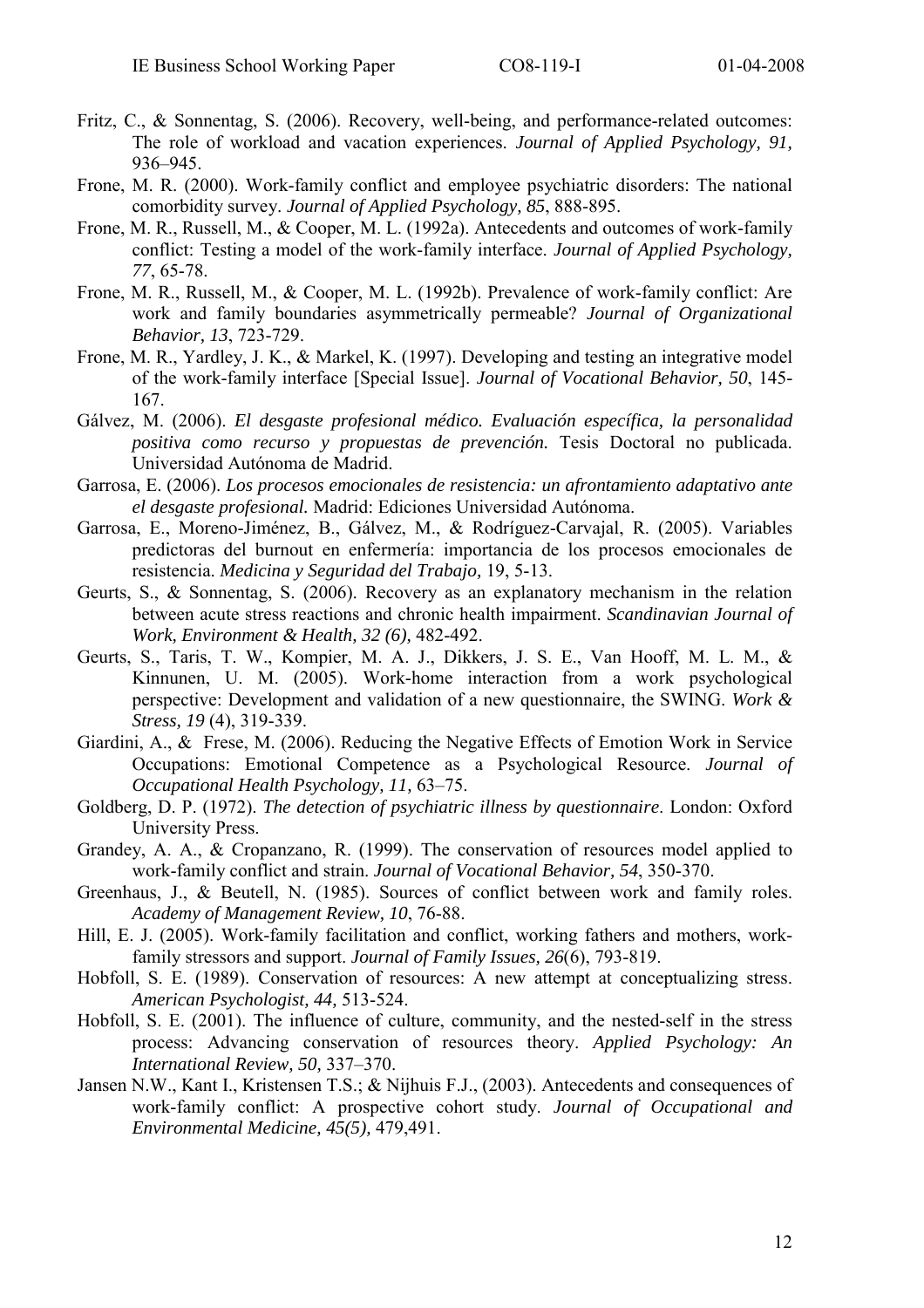Fritz, C., & Sonnentag, S. (2006). Recovery, well-being, and performance-related outcomes: The role of workload and vacation experiences. *Journal of Applied Psychology, 91,* 936–945.

Frone, M. R. (2000). Work-family conflict and employee psychiatric disorders: The national comorbidity survey. *Journal of Applied Psychology, 85*, 888-895.

Frone, M. R., Russell, M., & Cooper, M. L. (1992a). Antecedents and outcomes of work-family conflict: Testing a model of the work-family interface. *Journal of Applied Psychology, 77*, 65-78.

Frone, M. R., Russell, M., & Cooper, M. L. (1992b). Prevalence of work-family conflict: Are work and family boundaries asymmetrically permeable? *Journal of Organizational Behavior, 13*, 723-729.

Frone, M. R., Yardley, J. K., & Markel, K. (1997). Developing and testing an integrative model of the work-family interface [Special Issue]. *Journal of Vocational Behavior, 50*, 145-167.

Gálvez, M. (2006). *El desgaste profesional médico. Evaluación específica, la personalidad positiva como recurso y propuestas de prevención.* Tesis Doctoral no publicada. Universidad Autónoma de Madrid.

Garrosa, E. (2006). *Los procesos emocionales de resistencia: un afrontamiento adaptativo ante el desgaste profesional.* Madrid: Ediciones Universidad Autónoma.

Garrosa, E., Moreno-Jiménez, B., Gálvez, M., & Rodríguez-Carvajal, R. (2005). Variables predictoras del burnout en enfermería: importancia de los procesos emocionales de resistencia. *Medicina y Seguridad del Trabajo,* 19, 5-13.

Geurts, S., & Sonnentag, S. (2006). Recovery as an explanatory mechanism in the relation between acute stress reactions and chronic health impairment. *Scandinavian Journal of Work, Environment & Health, 32 (6),* 482-492.

Geurts, S., Taris, T. W., Kompier, M. A. J., Dikkers, J. S. E., Van Hooff, M. L. M., & Kinnunen, U. M. (2005). Work-home interaction from a work psychological perspective: Development and validation of a new questionnaire, the SWING. *Work & Stress, 19* (4), 319-339.

Giardini, A., & Frese, M. (2006). Reducing the Negative Effects of Emotion Work in Service Occupations: Emotional Competence as a Psychological Resource. *Journal of Occupational Health Psychology, 11,* 63–75.

Goldberg, D. P. (1972). *The detection of psychiatric illness by questionnaire*. London: Oxford University Press.

Grandey, A. A., & Cropanzano, R. (1999). The conservation of resources model applied to work-family conflict and strain. *Journal of Vocational Behavior, 54*, 350-370.

Greenhaus, J., & Beutell, N. (1985). Sources of conflict between work and family roles. *Academy of Management Review, 10*, 76-88.

Hill, E. J. (2005). Work-family facilitation and conflict, working fathers and mothers, work-family stressors and support. *Journal of Family Issues, 26*(6), 793-819.

Hobfoll, S. E. (1989). Conservation of resources: A new attempt at conceptualizing stress. *American Psychologist, 44,* 513-524.

Hobfoll, S. E. (2001). The influence of culture, community, and the nested-self in the stress process: Advancing conservation of resources theory. *Applied Psychology: An International Review, 50,* 337–370.

Jansen N.W., Kant I., Kristensen T.S.; & Nijhuis F.J., (2003). Antecedents and consequences of work-family conflict: A prospective cohort study. *Journal of Occupational and Environmental Medicine, 45(5),* 479,491.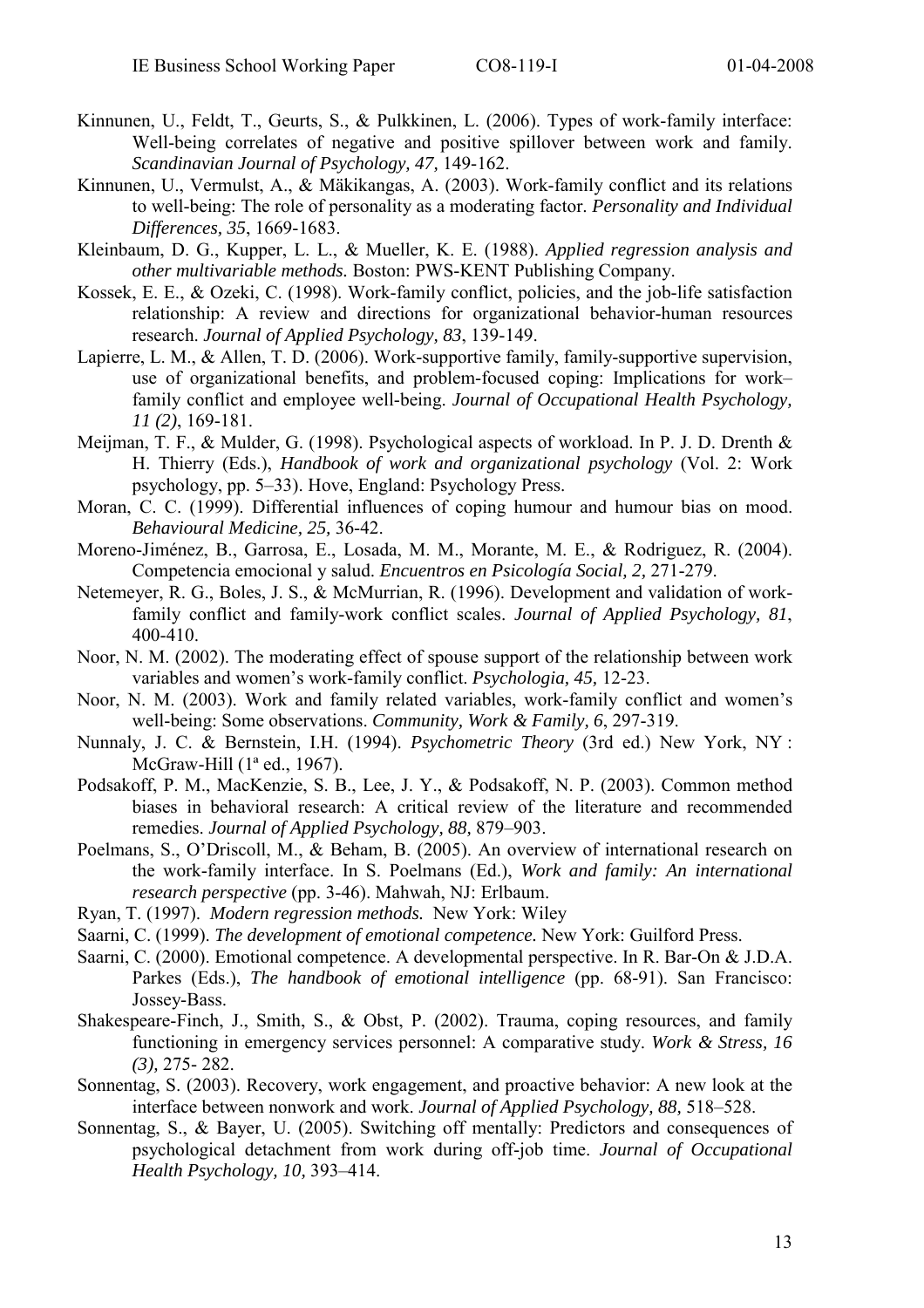Kinnunen, U., Feldt, T., Geurts, S., & Pulkkinen, L. (2006). Types of work-family interface: Well-being correlates of negative and positive spillover between work and family. *Scandinavian Journal of Psychology, 47,* 149-162.

Kinnunen, U., Vermulst, A., & Mäkikangas, A. (2003). Work-family conflict and its relations to well-being: The role of personality as a moderating factor. *Personality and Individual Differences, 35*, 1669-1683.

Kleinbaum, D. G., Kupper, L. L., & Mueller, K. E. (1988). *Applied regression analysis and other multivariable methods.* Boston: PWS-KENT Publishing Company.

Kossek, E. E., & Ozeki, C. (1998). Work-family conflict, policies, and the job-life satisfaction relationship: A review and directions for organizational behavior-human resources research. *Journal of Applied Psychology, 83*, 139-149.

Lapierre, L. M., & Allen, T. D. (2006). Work-supportive family, family-supportive supervision, use of organizational benefits, and problem-focused coping: Implications for work–family conflict and employee well-being. *Journal of Occupational Health Psychology, 11 (2)*, 169-181.

Meijman, T. F., & Mulder, G. (1998). Psychological aspects of workload. In P. J. D. Drenth & H. Thierry (Eds.), *Handbook of work and organizational psychology* (Vol. 2: Work psychology, pp. 5–33). Hove, England: Psychology Press.

Moran, C. C. (1999). Differential influences of coping humour and humour bias on mood. *Behavioural Medicine, 25,* 36-42.

Moreno-Jiménez, B., Garrosa, E., Losada, M. M., Morante, M. E., & Rodriguez, R. (2004). Competencia emocional y salud. *Encuentros en Psicología Social, 2,* 271-279.

Netemeyer, R. G., Boles, J. S., & McMurrian, R. (1996). Development and validation of work-family conflict and family-work conflict scales. *Journal of Applied Psychology, 81*, 400-410.

Noor, N. M. (2002). The moderating effect of spouse support of the relationship between work variables and women's work-family conflict. *Psychologia, 45,* 12-23.

Noor, N. M. (2003). Work and family related variables, work-family conflict and women's well-being: Some observations. *Community, Work & Family, 6*, 297-319.

Nunnaly, J. C. & Bernstein, I.H. (1994). *Psychometric Theory* (3rd ed.) New York, NY : McGraw-Hill (1ª ed., 1967).

Podsakoff, P. M., MacKenzie, S. B., Lee, J. Y., & Podsakoff, N. P. (2003). Common method biases in behavioral research: A critical review of the literature and recommended remedies. *Journal of Applied Psychology, 88,* 879–903.

Poelmans, S., O'Driscoll, M., & Beham, B. (2005). An overview of international research on the work-family interface. In S. Poelmans (Ed.), *Work and family: An international research perspective* (pp. 3-46). Mahwah, NJ: Erlbaum.

Ryan, T. (1997). *Modern regression methods.* New York: Wiley

Saarni, C. (1999). *The development of emotional competence.* New York: Guilford Press.

Saarni, C. (2000). Emotional competence. A developmental perspective. In R. Bar-On & J.D.A. Parkes (Eds.), *The handbook of emotional intelligence* (pp. 68-91). San Francisco: Jossey-Bass.

Shakespeare-Finch, J., Smith, S., & Obst, P. (2002). Trauma, coping resources, and family functioning in emergency services personnel: A comparative study. *Work & Stress, 16 (3),* 275- 282.

Sonnentag, S. (2003). Recovery, work engagement, and proactive behavior: A new look at the interface between nonwork and work. *Journal of Applied Psychology, 88,* 518–528.

Sonnentag, S., & Bayer, U. (2005). Switching off mentally: Predictors and consequences of psychological detachment from work during off-job time. *Journal of Occupational Health Psychology, 10,* 393–414.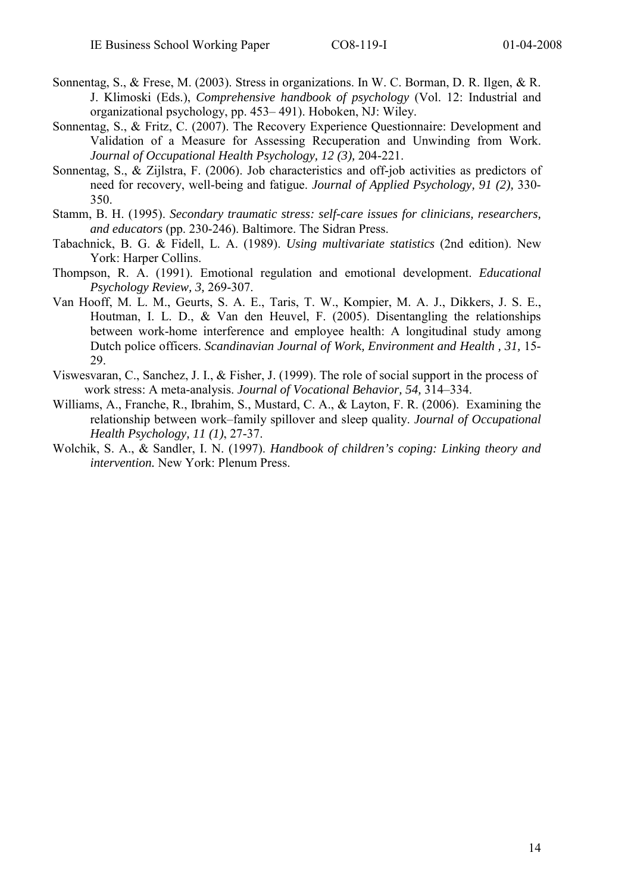Sonnentag, S., & Frese, M. (2003). Stress in organizations. In W. C. Borman, D. R. Ilgen, & R. J. Klimoski (Eds.), *Comprehensive handbook of psychology* (Vol. 12: Industrial and organizational psychology, pp. 453– 491). Hoboken, NJ: Wiley.

Sonnentag, S., & Fritz, C. (2007). The Recovery Experience Questionnaire: Development and Validation of a Measure for Assessing Recuperation and Unwinding from Work. *Journal of Occupational Health Psychology, 12 (3),* 204-221.

Sonnentag, S., & Zijlstra, F. (2006). Job characteristics and off-job activities as predictors of need for recovery, well-being and fatigue. *Journal of Applied Psychology, 91 (2),* 330-350.

Stamm, B. H. (1995). *Secondary traumatic stress: self-care issues for clinicians, researchers, and educators* (pp. 230-246). Baltimore. The Sidran Press.

Tabachnick, B. G. & Fidell, L. A. (1989). *Using multivariate statistics* (2nd edition). New York: Harper Collins.

Thompson, R. A. (1991). Emotional regulation and emotional development. *Educational Psychology Review, 3,* 269-307.

Van Hooff, M. L. M., Geurts, S. A. E., Taris, T. W., Kompier, M. A. J., Dikkers, J. S. E., Houtman, I. L. D., & Van den Heuvel, F. (2005). Disentangling the relationships between work-home interference and employee health: A longitudinal study among Dutch police officers. *Scandinavian Journal of Work, Environment and Health , 31,* 15-29.

Viswesvaran, C., Sanchez, J. I., & Fisher, J. (1999). The role of social support in the process of work stress: A meta-analysis. *Journal of Vocational Behavior, 54,* 314–334.

Williams, A., Franche, R., Ibrahim, S., Mustard, C. A., & Layton, F. R. (2006). Examining the relationship between work–family spillover and sleep quality. *Journal of Occupational Health Psychology, 11 (1)*, 27-37.

Wolchik, S. A., & Sandler, I. N. (1997). *Handbook of children's coping: Linking theory and intervention.* New York: Plenum Press.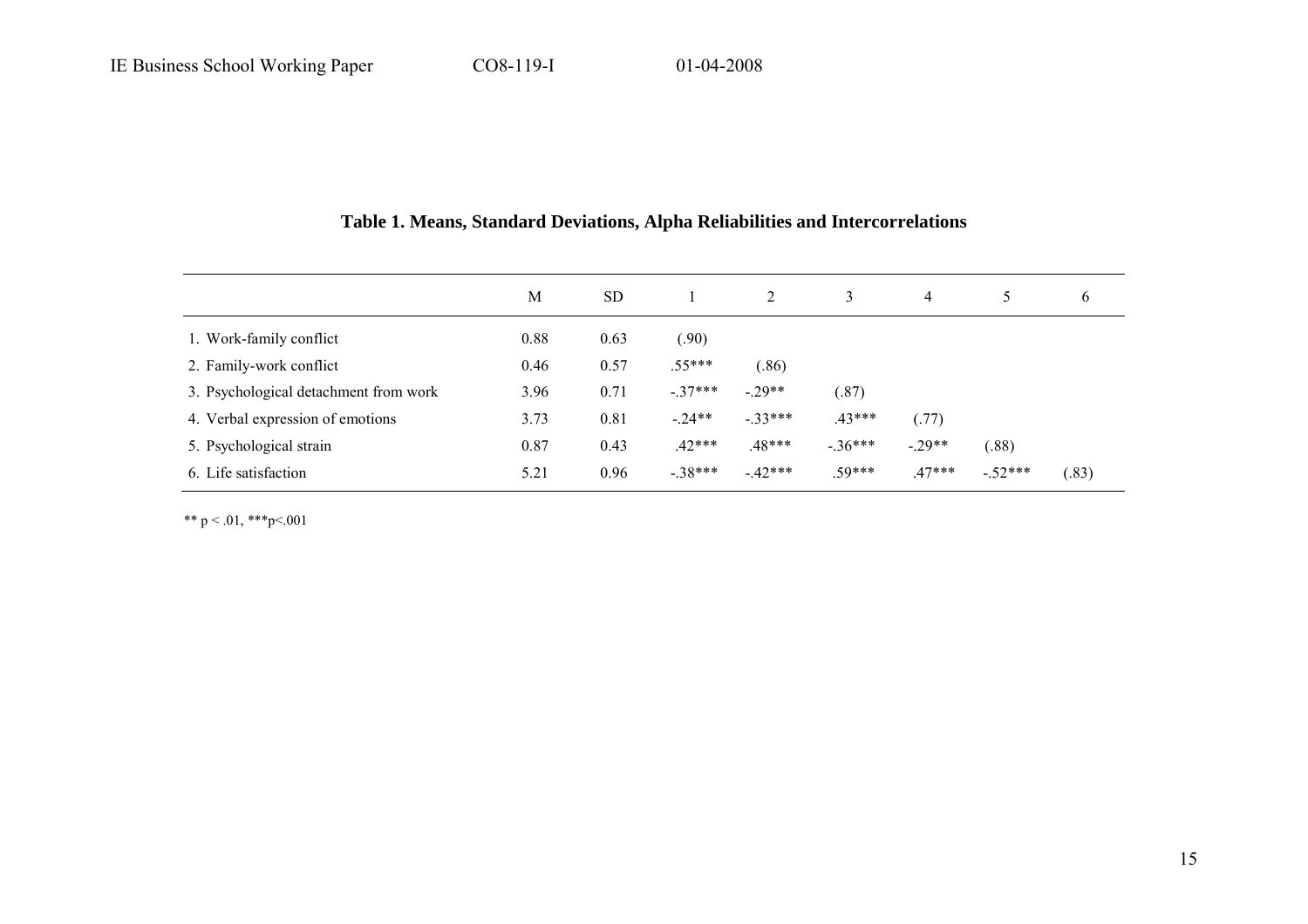**Table 1. Means, Standard Deviations, Alpha Reliabilities and Intercorrelations**

| | M | SD | 1 | 2 | 3 | 4 | 5 | 6 |
|---|---|---|---|---|---|---|---|---|
| 1. Work-family conflict | 0.88 | 0.63 | (.90) | | | | | |
| 2. Family-work conflict | 0.46 | 0.57 | .55*** | (.86) | | | | |
| 3. Psychological detachment from work | 3.96 | 0.71 | -.37*** | -.29** | (.87) | | | |
| 4. Verbal expression of emotions | 3.73 | 0.81 | -.24** | -.33*** | .43*** | (.77) | | |
| 5. Psychological strain | 0.87 | 0.43 | .42*** | .48*** | -.36*** | -.29** | (.88) | |
| 6. Life satisfaction | 5.21 | 0.96 | -.38*** | -.42*** | .59*** | .47*** | -.52*** | (.83) |

** $p < .01$, *** $p<.001$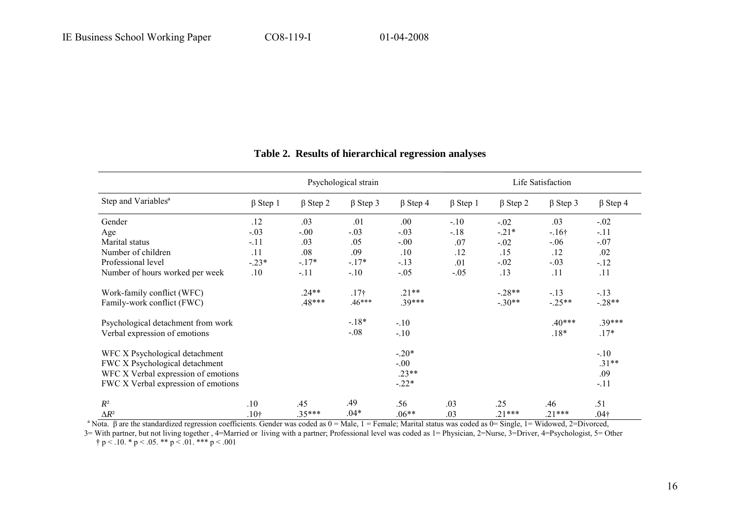**Table 2. Results of hierarchical regression analyses**

| | Psychological strain | | | | Life Satisfaction | | | |
|---|---|---|---|---|---|---|---|---|
| Step and Variables[a] | β Step 1 | β Step 2 | β Step 3 | β Step 4 | β Step 1 | β Step 2 | β Step 3 | β Step 4 |
| Gender | .12 | .03 | .01 | .00 | -.10 | -.02 | .03 | -.02 |
| Age | -.03 | -.00 | -.03 | -.03 | -.18 | -.21* | -.16† | -.11 |
| Marital status | -.11 | .03 | .05 | -.00 | .07 | -.02 | -.06 | -.07 |
| Number of children | .11 | .08 | .09 | .10 | .12 | .15 | .12 | .02 |
| Professional level | -.23* | -.17* | -.17* | -.13 | .01 | -.02 | -.03 | -.12 |
| Number of hours worked per week | .10 | -.11 | -.10 | -.05 | -.05 | .13 | .11 | .11 |
| Work-family conflict (WFC) | | .24** | .17† | .21** | | -.28** | -.13 | -.13 |
| Family-work conflict (FWC) | | .48*** | .46*** | .39*** | | -.30** | -.25** | -.28** |
| Psychological detachment from work | | | -.18* | -.10 | | | .40*** | .39*** |
| Verbal expression of emotions | | | -.08 | -.10 | | | .18* | .17* |
| WFC X Psychological detachment | | | | -.20* | | | | -.10 |
| FWC X Psychological detachment | | | | -.00 | | | | .31** |
| WFC X Verbal expression of emotions | | | | .23** | | | | .09 |
| FWC X Verbal expression of emotions | | | | -.22* | | | | -.11 |
| $R^2$ | .10 | .45 | .49 | .56 | .03 | .25 | .46 | .51 |
| $\Delta R^2$ | .10† | .35*** | .04* | .06** | .03 | .21*** | .21*** | .04† |

[a] Nota. β are the standardized regression coefficients. Gender was coded as 0 = Male, 1 = Female; Marital status was coded as 0= Single, 1= Widowed, 2=Divorced, 3= With partner, but not living together , 4=Married or living with a partner; Professional level was coded as 1= Physician, 2=Nurse, 3=Driver, 4=Psychologist, 5= Other

† $p < .10$. * $p < .05$. ** $p < .01$. *** $p < .001$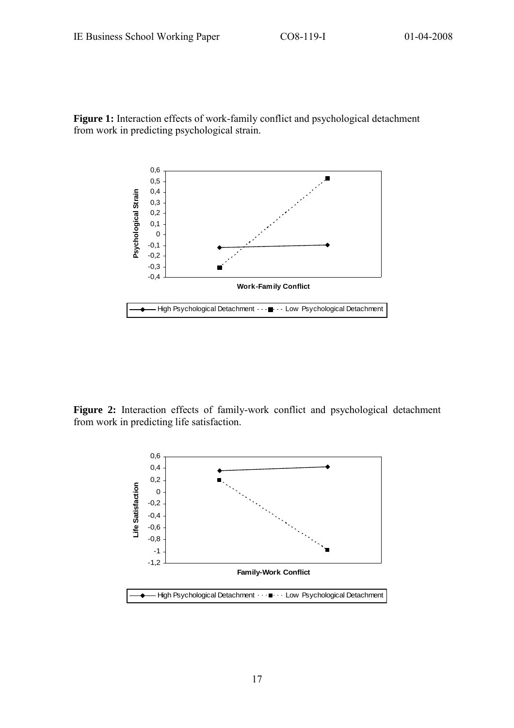**Figure 1:** Interaction effects of work-family conflict and psychological detachment from work in predicting psychological strain.

Psychological Strain

0,6
0,5
0,4
0,3
0,2
0,1
0
-0,1
-0,2
-0,3
-0,4

Work-Family Conflict

High Psychological Detachment
Low Psychological Detachment

**Figure 2:** Interaction effects of family-work conflict and psychological detachment from work in predicting life satisfaction.

Life Satisfaction

0,6
0,4
0,2
0
-0,2
-0,4
-0,6
-0,8
-1
-1,2

Family-Work Conflict

High Psychological Detachment
Low Psychological Detachment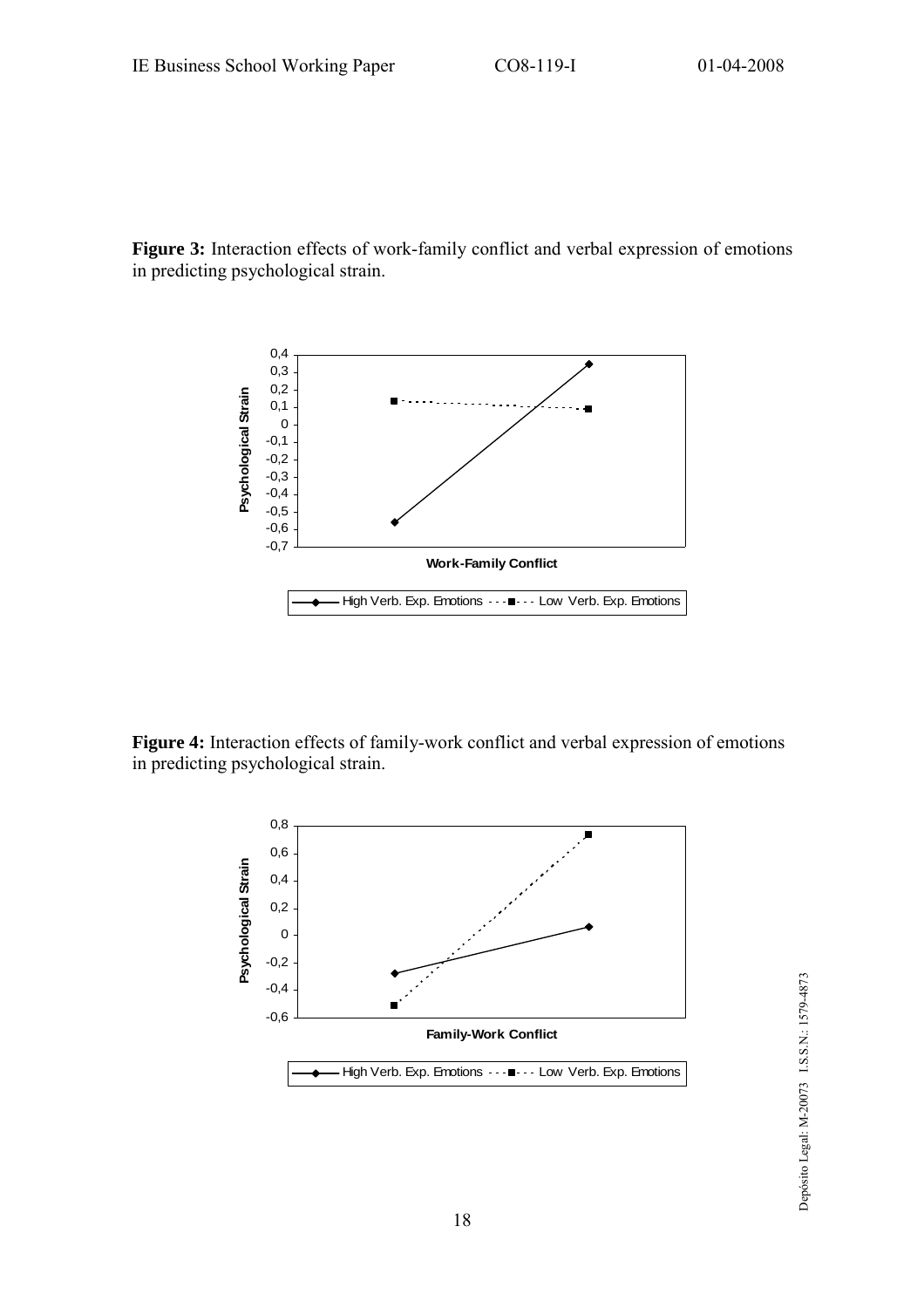**Figure 3:** Interaction effects of work-family conflict and verbal expression of emotions in predicting psychological strain.

Psychological Strain

0,4
0,3
0,2
0,1
0
-0,1
-0,2
-0,3
-0,4
-0,5
-0,6
-0,7

Work-Family Conflict

High Verb. Exp. Emotions
Low Verb. Exp. Emotions

**Figure 4:** Interaction effects of family-work conflict and verbal expression of emotions in predicting psychological strain.

Psychological Strain

0,8
0,6
0,4
0,2
0
-0,2
-0,4
-0,6

Family-Work Conflict

High Verb. Exp. Emotions
Low Verb. Exp. Emotions